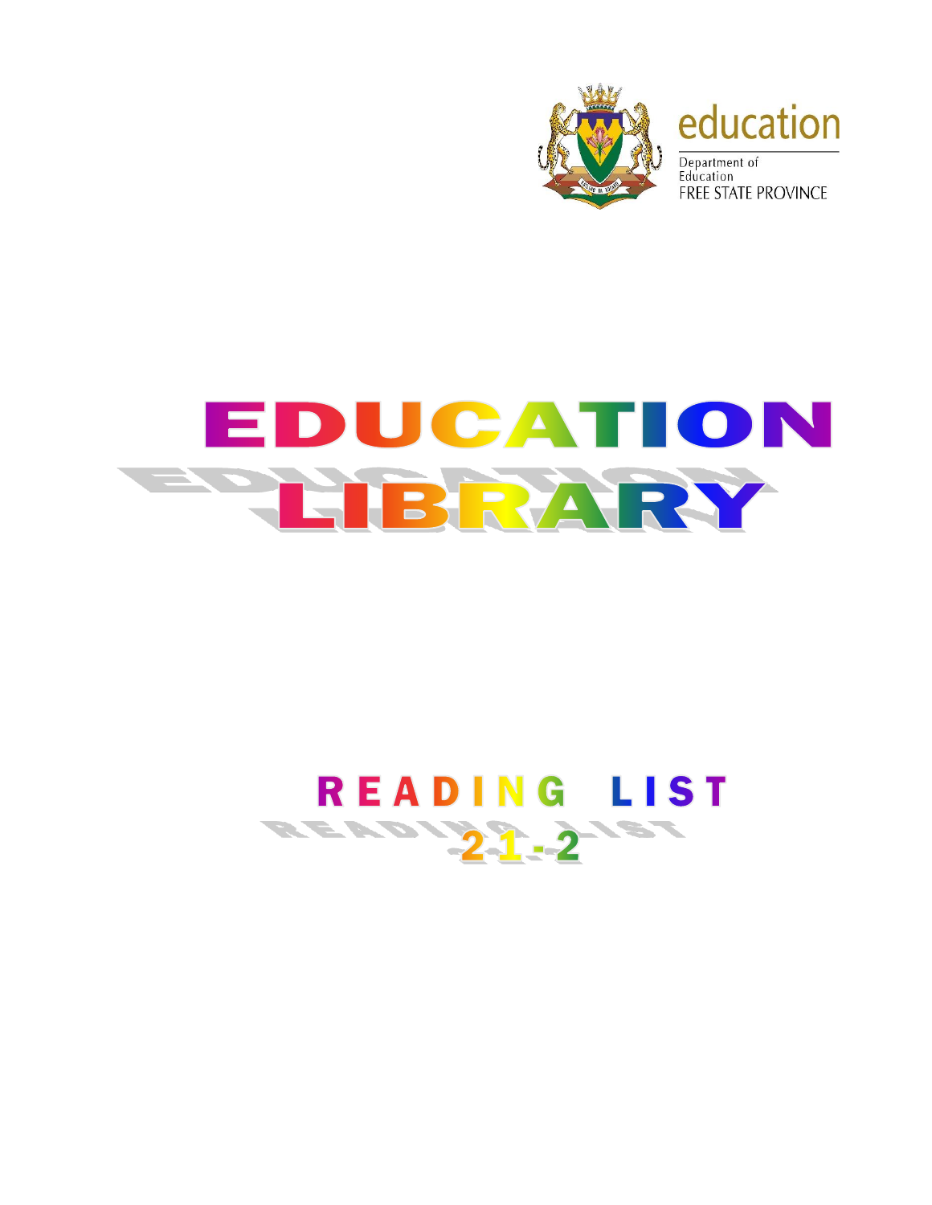education

Department of Education
FREE STATE PROVINCE

# EDUCATION LIBRARY

## READING LIST
## 21-2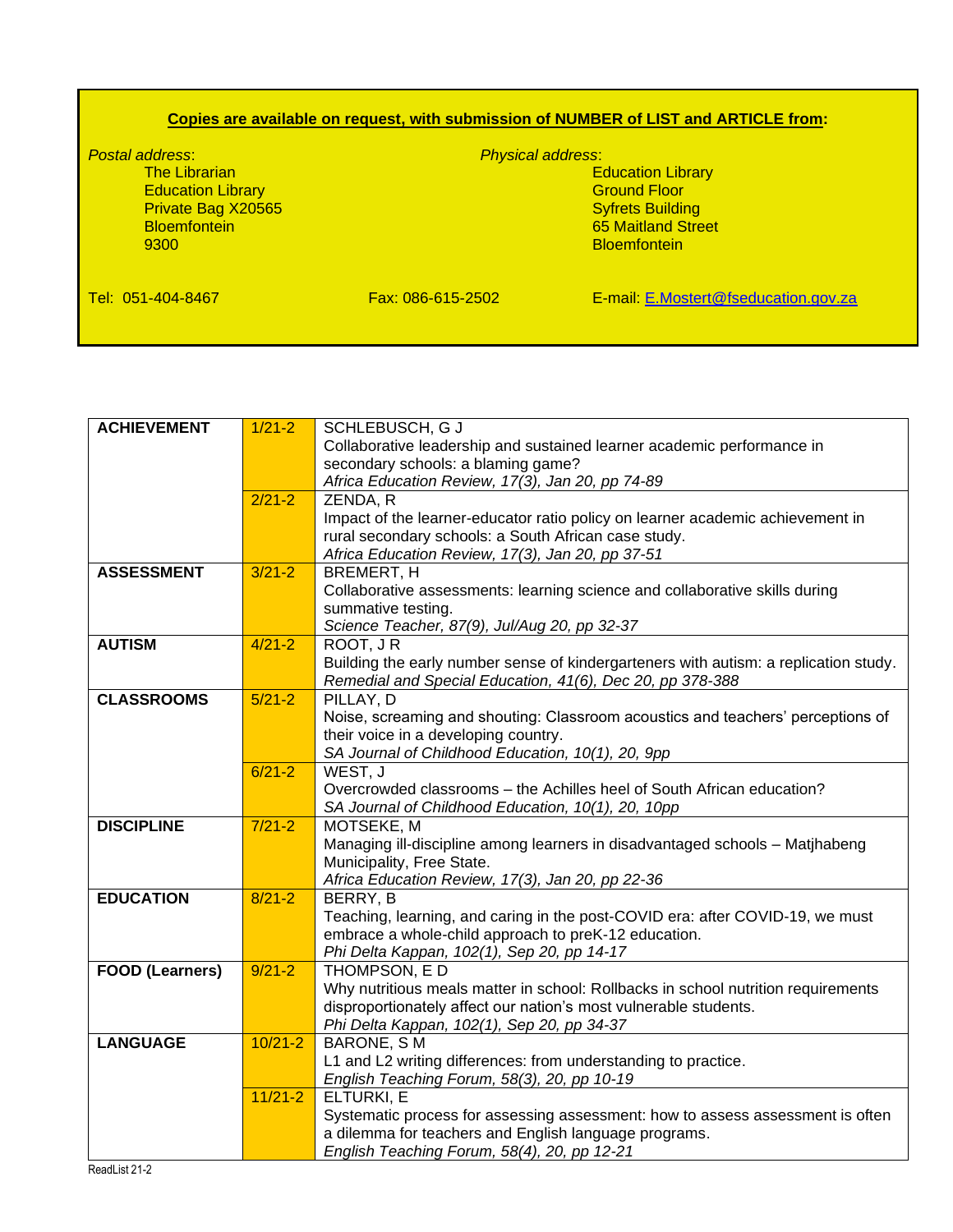**Copies are available on request, with submission of NUMBER of LIST and ARTICLE from:**

*Postal address*:
The Librarian
Education Library
Private Bag X20565
Bloemfontein
9300

*Physical address*:
Education Library
Ground Floor
Syfrets Building
65 Maitland Street
Bloemfontein

Tel: 051-404-8467

Fax: 086-615-2502

E-mail: E.Mostert@fseducation.gov.za

| | | |
|---|---|---|
| **ACHIEVEMENT** | 1/21-2 | SCHLEBUSCH, G J<br>Collaborative leadership and sustained learner academic performance in secondary schools: a blaming game?<br>*Africa Education Review, 17(3), Jan 20, pp 74-89* |
| | 2/21-2 | ZENDA, R<br>Impact of the learner-educator ratio policy on learner academic achievement in rural secondary schools: a South African case study.<br>*Africa Education Review, 17(3), Jan 20, pp 37-51* |
| **ASSESSMENT** | 3/21-2 | BREMERT, H<br>Collaborative assessments: learning science and collaborative skills during summative testing.<br>*Science Teacher, 87(9), Jul/Aug 20, pp 32-37* |
| **AUTISM** | 4/21-2 | ROOT, J R<br>Building the early number sense of kindergarteners with autism: a replication study.<br>*Remedial and Special Education, 41(6), Dec 20, pp 378-388* |
| **CLASSROOMS** | 5/21-2 | PILLAY, D<br>Noise, screaming and shouting: Classroom acoustics and teachers' perceptions of their voice in a developing country.<br>*SA Journal of Childhood Education, 10(1), 20, 9pp* |
| | 6/21-2 | WEST, J<br>Overcrowded classrooms – the Achilles heel of South African education?<br>*SA Journal of Childhood Education, 10(1), 20, 10pp* |
| **DISCIPLINE** | 7/21-2 | MOTSEKE, M<br>Managing ill-discipline among learners in disadvantaged schools – Matjhabeng Municipality, Free State.<br>*Africa Education Review, 17(3), Jan 20, pp 22-36* |
| **EDUCATION** | 8/21-2 | BERRY, B<br>Teaching, learning, and caring in the post-COVID era: after COVID-19, we must embrace a whole-child approach to preK-12 education.<br>*Phi Delta Kappan, 102(1), Sep 20, pp 14-17* |
| **FOOD (Learners)** | 9/21-2 | THOMPSON, E D<br>Why nutritious meals matter in school: Rollbacks in school nutrition requirements disproportionately affect our nation's most vulnerable students.<br>*Phi Delta Kappan, 102(1), Sep 20, pp 34-37* |
| **LANGUAGE** | 10/21-2 | BARONE, S M<br>L1 and L2 writing differences: from understanding to practice.<br>*English Teaching Forum, 58(3), 20, pp 10-19* |
| | 11/21-2 | ELTURKI, E<br>Systematic process for assessing assessment: how to assess assessment is often a dilemma for teachers and English language programs.<br>*English Teaching Forum, 58(4), 20, pp 12-21* |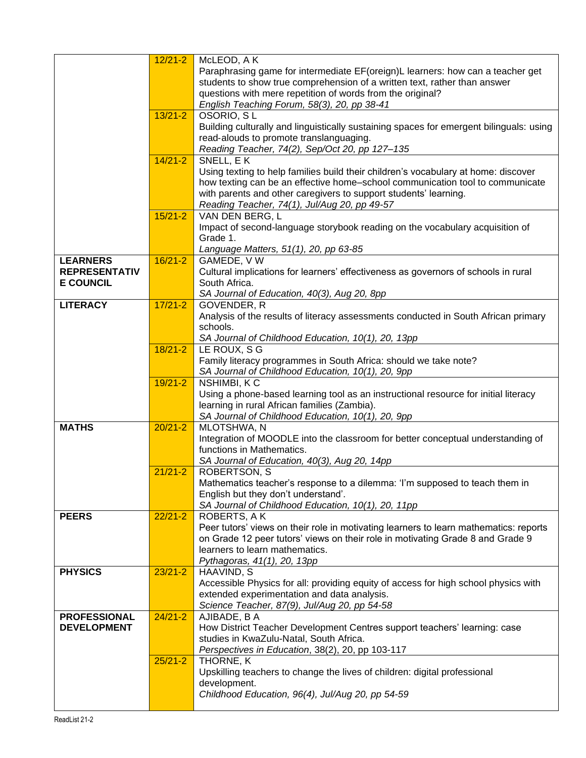| | | |
|---|---|---|
| | 12/21-2 | McLEOD, A K<br>Paraphrasing game for intermediate EF(oreign)L learners: how can a teacher get students to show true comprehension of a written text, rather than answer questions with mere repetition of words from the original?<br>*English Teaching Forum, 58(3), 20, pp 38-41* |
| | 13/21-2 | OSORIO, S L<br>Building culturally and linguistically sustaining spaces for emergent bilinguals: using read-alouds to promote translanguaging.<br>*Reading Teacher, 74(2), Sep/Oct 20, pp 127–135* |
| | 14/21-2 | SNELL, E K<br>Using texting to help families build their children's vocabulary at home: discover how texting can be an effective home–school communication tool to communicate with parents and other caregivers to support students' learning.<br>*Reading Teacher, 74(1), Jul/Aug 20, pp 49-57* |
| | 15/21-2 | VAN DEN BERG, L<br>Impact of second-language storybook reading on the vocabulary acquisition of Grade 1.<br>*Language Matters, 51(1), 20, pp 63-85* |
| **LEARNERS REPRESENTATIVE COUNCIL** | 16/21-2 | GAMEDE, V W<br>Cultural implications for learners' effectiveness as governors of schools in rural South Africa.<br>*SA Journal of Education, 40(3), Aug 20, 8pp* |
| **LITERACY** | 17/21-2 | GOVENDER, R<br>Analysis of the results of literacy assessments conducted in South African primary schools.<br>*SA Journal of Childhood Education, 10(1), 20, 13pp* |
| | 18/21-2 | LE ROUX, S G<br>Family literacy programmes in South Africa: should we take note?<br>*SA Journal of Childhood Education, 10(1), 20, 9pp* |
| | 19/21-2 | NSHIMBI, K C<br>Using a phone-based learning tool as an instructional resource for initial literacy learning in rural African families (Zambia).<br>*SA Journal of Childhood Education, 10(1), 20, 9pp* |
| **MATHS** | 20/21-2 | MLOTSHWA, N<br>Integration of MOODLE into the classroom for better conceptual understanding of functions in Mathematics.<br>*SA Journal of Education, 40(3), Aug 20, 14pp* |
| | 21/21-2 | ROBERTSON, S<br>Mathematics teacher's response to a dilemma: 'I'm supposed to teach them in English but they don't understand'.<br>*SA Journal of Childhood Education, 10(1), 20, 11pp* |
| **PEERS** | 22/21-2 | ROBERTS, A K<br>Peer tutors' views on their role in motivating learners to learn mathematics: reports on Grade 12 peer tutors' views on their role in motivating Grade 8 and Grade 9 learners to learn mathematics.<br>*Pythagoras, 41(1), 20, 13pp* |
| **PHYSICS** | 23/21-2 | HAAVIND, S<br>Accessible Physics for all: providing equity of access for high school physics with extended experimentation and data analysis.<br>*Science Teacher, 87(9), Jul/Aug 20, pp 54-58* |
| **PROFESSIONAL DEVELOPMENT** | 24/21-2 | AJIBADE, B A<br>How District Teacher Development Centres support teachers' learning: case studies in KwaZulu-Natal, South Africa.<br>*Perspectives in Education*, 38(2), 20, pp 103-117 |
| | 25/21-2 | THORNE, K<br>Upskilling teachers to change the lives of children: digital professional development.<br>*Childhood Education, 96(4), Jul/Aug 20, pp 54-59* |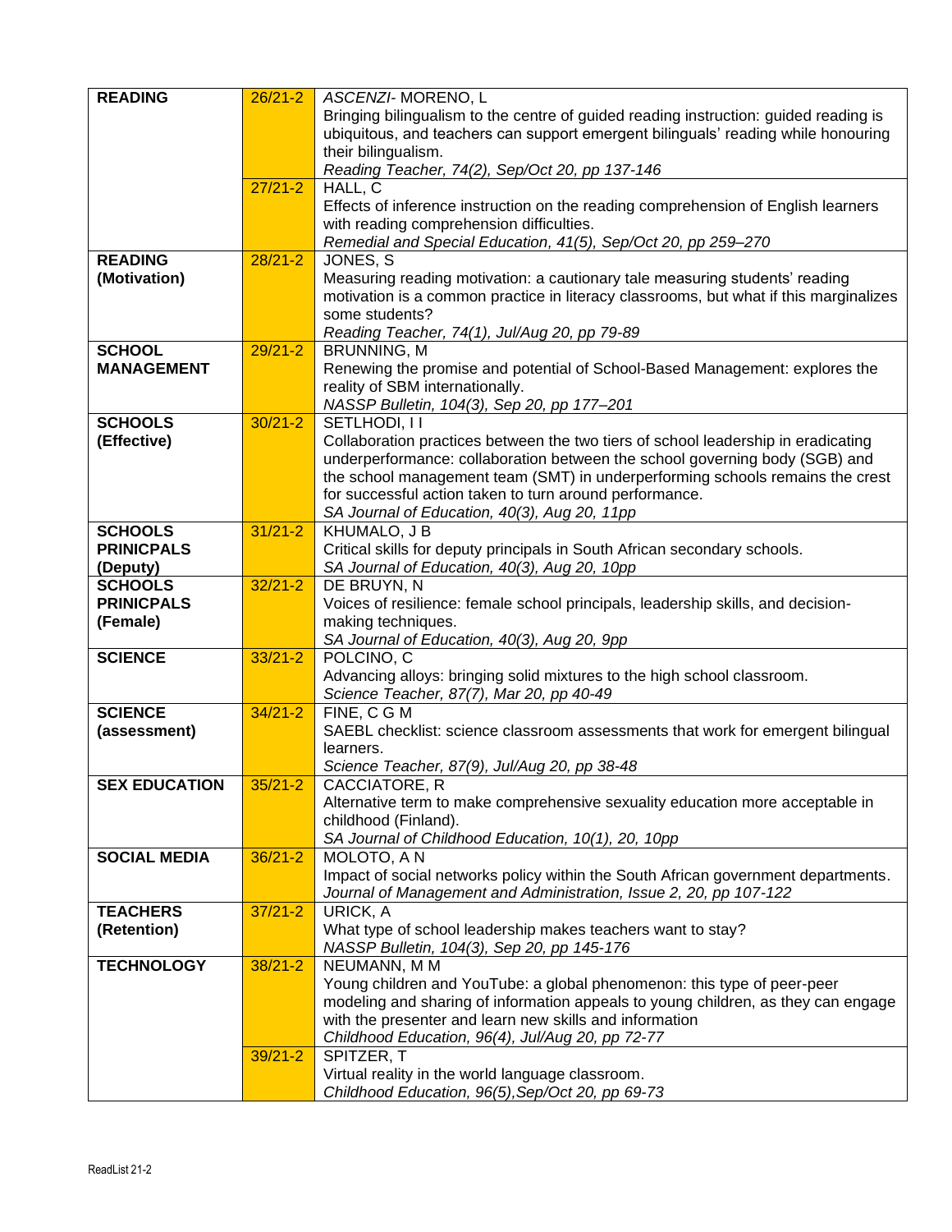| | | |
|---|---|---|
| **READING** | 26/21-2 | *ASCENZI*- MORENO, L<br>Bringing bilingualism to the centre of guided reading instruction: guided reading is ubiquitous, and teachers can support emergent bilinguals' reading while honouring their bilingualism.<br>*Reading Teacher, 74(2), Sep/Oct 20, pp 137-146* |
| | 27/21-2 | HALL, C<br>Effects of inference instruction on the reading comprehension of English learners with reading comprehension difficulties.<br>*Remedial and Special Education, 41(5), Sep/Oct 20, pp 259–270* |
| **READING (Motivation)** | 28/21-2 | JONES, S<br>Measuring reading motivation: a cautionary tale measuring students' reading motivation is a common practice in literacy classrooms, but what if this marginalizes some students?<br>*Reading Teacher, 74(1), Jul/Aug 20, pp 79-89* |
| **SCHOOL MANAGEMENT** | 29/21-2 | BRUNNING, M<br>Renewing the promise and potential of School-Based Management: explores the reality of SBM internationally.<br>*NASSP Bulletin, 104(3), Sep 20, pp 177–201* |
| **SCHOOLS (Effective)** | 30/21-2 | SETLHODI, I I<br>Collaboration practices between the two tiers of school leadership in eradicating underperformance: collaboration between the school governing body (SGB) and the school management team (SMT) in underperforming schools remains the crest for successful action taken to turn around performance.<br>*SA Journal of Education, 40(3), Aug 20, 11pp* |
| **SCHOOLS PRINICPALS (Deputy)** | 31/21-2 | KHUMALO, J B<br>Critical skills for deputy principals in South African secondary schools.<br>*SA Journal of Education, 40(3), Aug 20, 10pp* |
| **SCHOOLS PRINICPALS (Female)** | 32/21-2 | DE BRUYN, N<br>Voices of resilience: female school principals, leadership skills, and decision-making techniques.<br>*SA Journal of Education, 40(3), Aug 20, 9pp* |
| **SCIENCE** | 33/21-2 | POLCINO, C<br>Advancing alloys: bringing solid mixtures to the high school classroom.<br>*Science Teacher, 87(7), Mar 20, pp 40-49* |
| **SCIENCE (assessment)** | 34/21-2 | FINE, C G M<br>SAEBL checklist: science classroom assessments that work for emergent bilingual learners.<br>*Science Teacher, 87(9), Jul/Aug 20, pp 38-48* |
| **SEX EDUCATION** | 35/21-2 | CACCIATORE, R<br>Alternative term to make comprehensive sexuality education more acceptable in childhood (Finland).<br>*SA Journal of Childhood Education, 10(1), 20, 10pp* |
| **SOCIAL MEDIA** | 36/21-2 | MOLOTO, A N<br>Impact of social networks policy within the South African government departments.<br>*Journal of Management and Administration, Issue 2, 20, pp 107-122* |
| **TEACHERS (Retention)** | 37/21-2 | URICK, A<br>What type of school leadership makes teachers want to stay?<br>*NASSP Bulletin, 104(3), Sep 20, pp 145-176* |
| **TECHNOLOGY** | 38/21-2 | NEUMANN, M M<br>Young children and YouTube: a global phenomenon: this type of peer-peer modeling and sharing of information appeals to young children, as they can engage with the presenter and learn new skills and information<br>*Childhood Education, 96(4), Jul/Aug 20, pp 72-77* |
| | 39/21-2 | SPITZER, T<br>Virtual reality in the world language classroom.<br>*Childhood Education, 96(5),Sep/Oct 20, pp 69-73* |